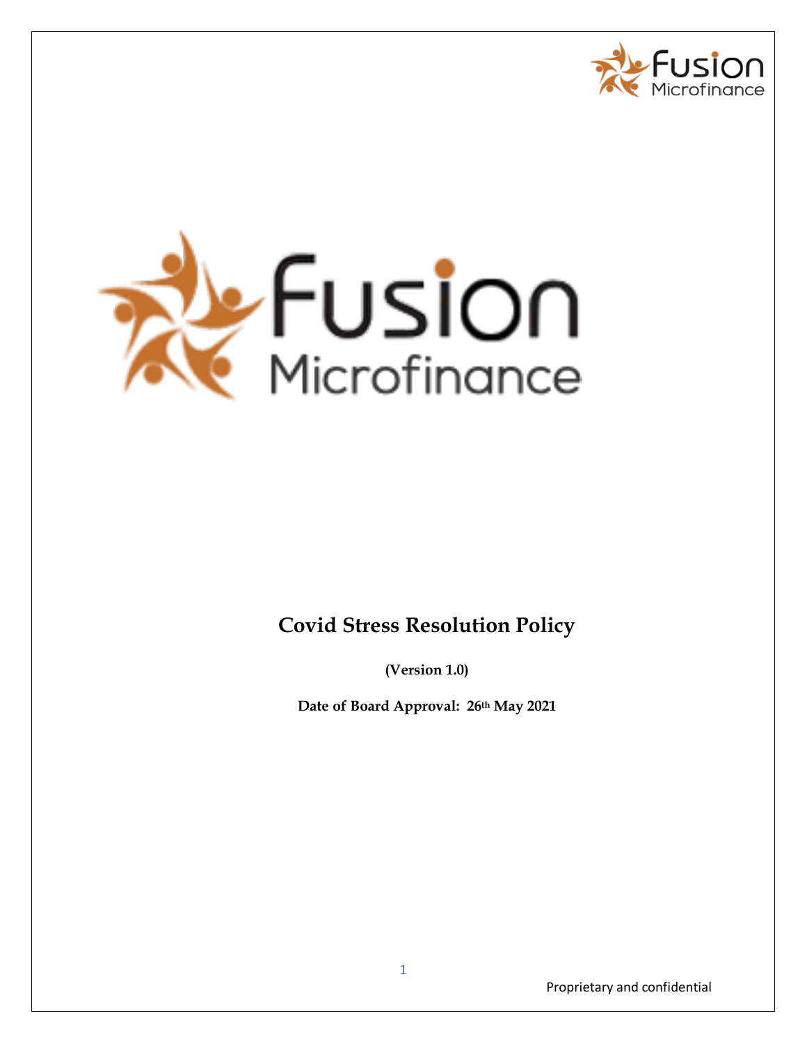# Covid Stress Resolution Policy

**(Version 1.0)**

**Date of Board Approval: 26th May 2021**

Proprietary and confidential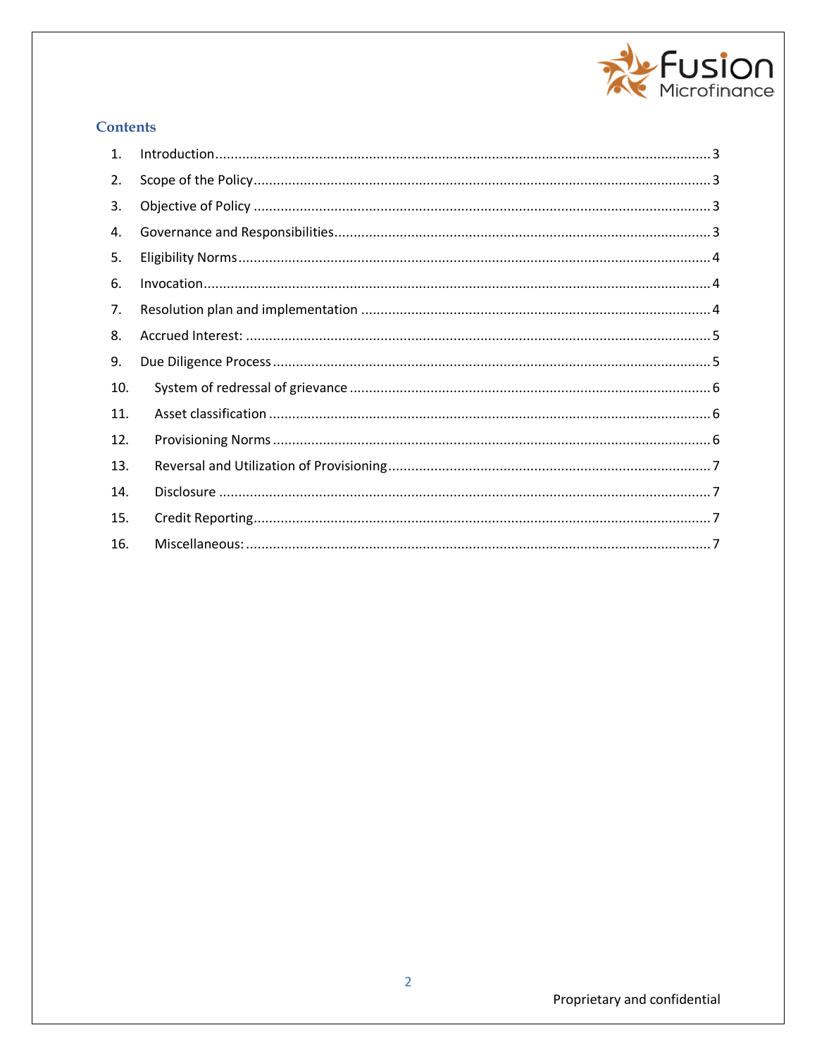## Contents

1. Introduction ........ 3
2. Scope of the Policy ........ 3
3. Objective of Policy ........ 3
4. Governance and Responsibilities ........ 3
5. Eligibility Norms ........ 4
6. Invocation ........ 4
7. Resolution plan and implementation ........ 4
8. Accrued Interest: ........ 5
9. Due Diligence Process ........ 5
10. System of redressal of grievance ........ 6
11. Asset classification ........ 6
12. Provisioning Norms ........ 6
13. Reversal and Utilization of Provisioning ........ 7
14. Disclosure ........ 7
15. Credit Reporting ........ 7
16. Miscellaneous: ........ 7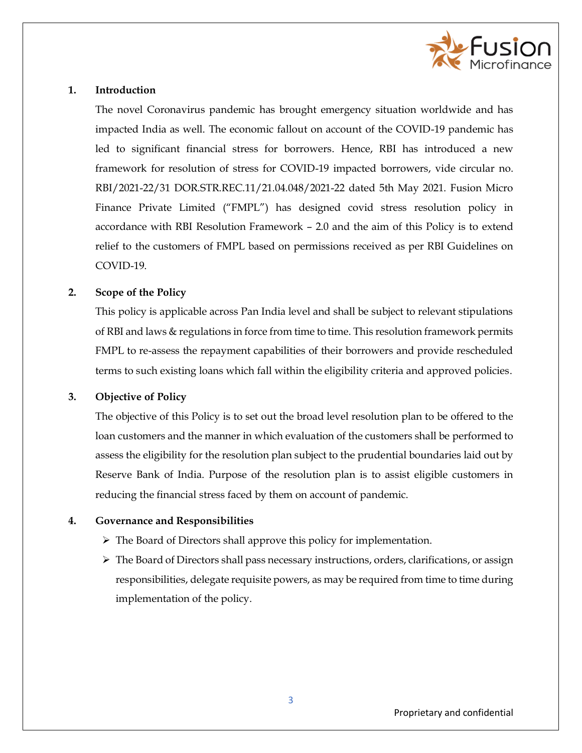## 1. Introduction

The novel Coronavirus pandemic has brought emergency situation worldwide and has impacted India as well. The economic fallout on account of the COVID-19 pandemic has led to significant financial stress for borrowers. Hence, RBI has introduced a new framework for resolution of stress for COVID-19 impacted borrowers, vide circular no. RBI/2021-22/31 DOR.STR.REC.11/21.04.048/2021-22 dated 5th May 2021. Fusion Micro Finance Private Limited ("FMPL") has designed covid stress resolution policy in accordance with RBI Resolution Framework – 2.0 and the aim of this Policy is to extend relief to the customers of FMPL based on permissions received as per RBI Guidelines on COVID-19.

## 2. Scope of the Policy

This policy is applicable across Pan India level and shall be subject to relevant stipulations of RBI and laws & regulations in force from time to time. This resolution framework permits FMPL to re-assess the repayment capabilities of their borrowers and provide rescheduled terms to such existing loans which fall within the eligibility criteria and approved policies.

## 3. Objective of Policy

The objective of this Policy is to set out the broad level resolution plan to be offered to the loan customers and the manner in which evaluation of the customers shall be performed to assess the eligibility for the resolution plan subject to the prudential boundaries laid out by Reserve Bank of India. Purpose of the resolution plan is to assist eligible customers in reducing the financial stress faced by them on account of pandemic.

## 4. Governance and Responsibilities

- The Board of Directors shall approve this policy for implementation.
- The Board of Directors shall pass necessary instructions, orders, clarifications, or assign responsibilities, delegate requisite powers, as may be required from time to time during implementation of the policy.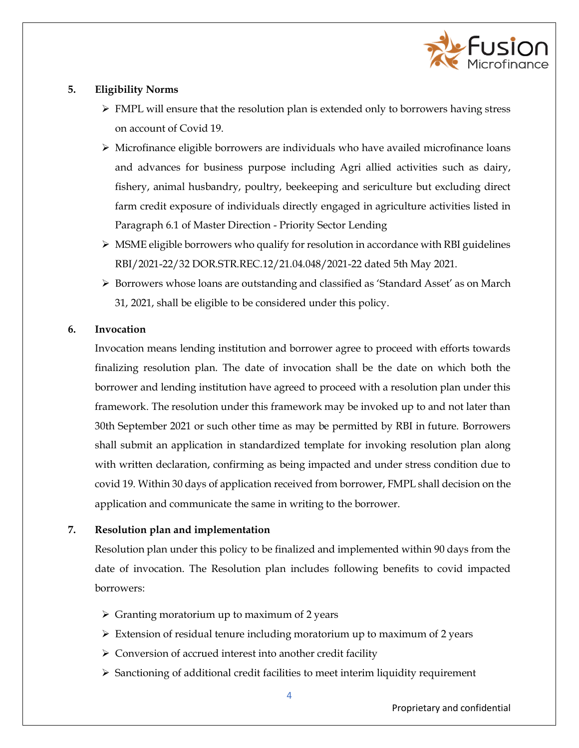## 5. Eligibility Norms

- FMPL will ensure that the resolution plan is extended only to borrowers having stress on account of Covid 19.
- Microfinance eligible borrowers are individuals who have availed microfinance loans and advances for business purpose including Agri allied activities such as dairy, fishery, animal husbandry, poultry, beekeeping and sericulture but excluding direct farm credit exposure of individuals directly engaged in agriculture activities listed in Paragraph 6.1 of Master Direction - Priority Sector Lending
- MSME eligible borrowers who qualify for resolution in accordance with RBI guidelines RBI/2021-22/32 DOR.STR.REC.12/21.04.048/2021-22 dated 5th May 2021.
- Borrowers whose loans are outstanding and classified as 'Standard Asset' as on March 31, 2021, shall be eligible to be considered under this policy.

## 6. Invocation

Invocation means lending institution and borrower agree to proceed with efforts towards finalizing resolution plan. The date of invocation shall be the date on which both the borrower and lending institution have agreed to proceed with a resolution plan under this framework. The resolution under this framework may be invoked up to and not later than 30th September 2021 or such other time as may be permitted by RBI in future. Borrowers shall submit an application in standardized template for invoking resolution plan along with written declaration, confirming as being impacted and under stress condition due to covid 19. Within 30 days of application received from borrower, FMPL shall decision on the application and communicate the same in writing to the borrower.

## 7. Resolution plan and implementation

Resolution plan under this policy to be finalized and implemented within 90 days from the date of invocation. The Resolution plan includes following benefits to covid impacted borrowers:

- Granting moratorium up to maximum of 2 years
- Extension of residual tenure including moratorium up to maximum of 2 years
- Conversion of accrued interest into another credit facility
- Sanctioning of additional credit facilities to meet interim liquidity requirement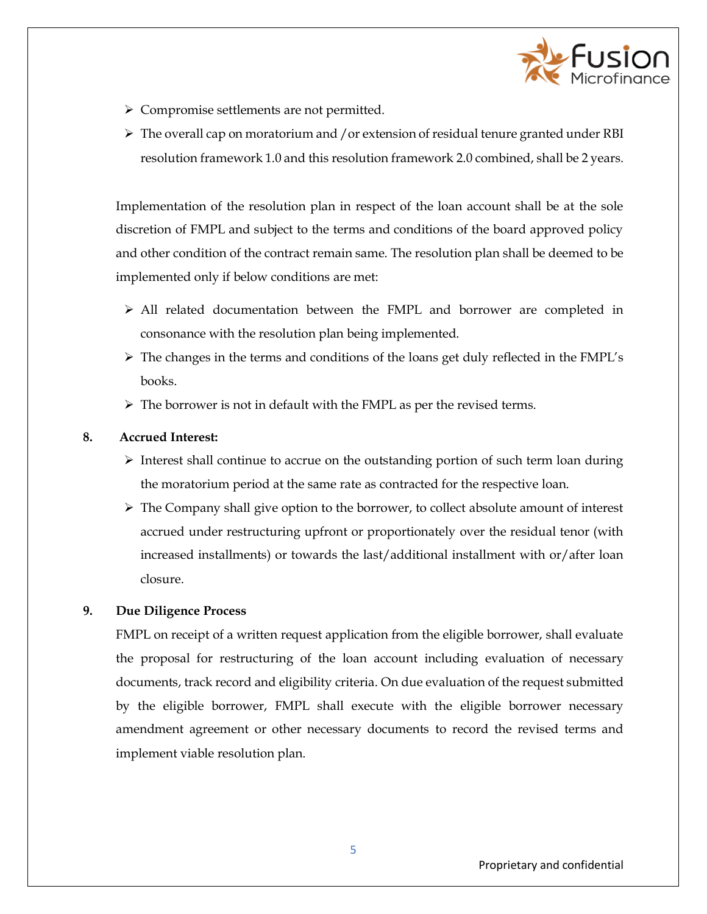- Compromise settlements are not permitted.
- The overall cap on moratorium and /or extension of residual tenure granted under RBI resolution framework 1.0 and this resolution framework 2.0 combined, shall be 2 years.

Implementation of the resolution plan in respect of the loan account shall be at the sole discretion of FMPL and subject to the terms and conditions of the board approved policy and other condition of the contract remain same. The resolution plan shall be deemed to be implemented only if below conditions are met:

- All related documentation between the FMPL and borrower are completed in consonance with the resolution plan being implemented.
- The changes in the terms and conditions of the loans get duly reflected in the FMPL's books.
- The borrower is not in default with the FMPL as per the revised terms.

**8. Accrued Interest:**

- Interest shall continue to accrue on the outstanding portion of such term loan during the moratorium period at the same rate as contracted for the respective loan.
- The Company shall give option to the borrower, to collect absolute amount of interest accrued under restructuring upfront or proportionately over the residual tenor (with increased installments) or towards the last/additional installment with or/after loan closure.

**9. Due Diligence Process**

FMPL on receipt of a written request application from the eligible borrower, shall evaluate the proposal for restructuring of the loan account including evaluation of necessary documents, track record and eligibility criteria. On due evaluation of the request submitted by the eligible borrower, FMPL shall execute with the eligible borrower necessary amendment agreement or other necessary documents to record the revised terms and implement viable resolution plan.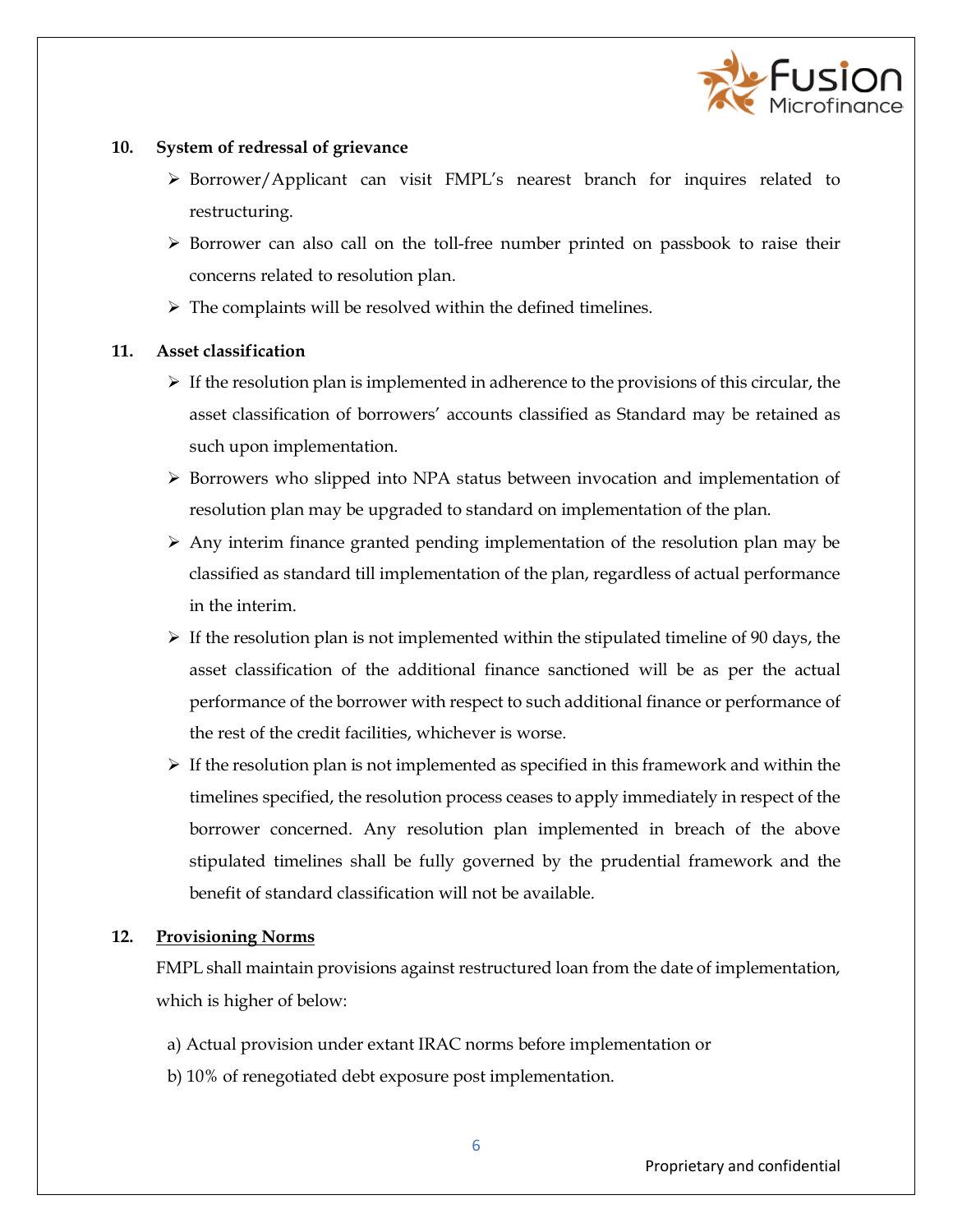**10. System of redressal of grievance**

- Borrower/Applicant can visit FMPL's nearest branch for inquires related to restructuring.
- Borrower can also call on the toll-free number printed on passbook to raise their concerns related to resolution plan.
- The complaints will be resolved within the defined timelines.

**11. Asset classification**

- If the resolution plan is implemented in adherence to the provisions of this circular, the asset classification of borrowers' accounts classified as Standard may be retained as such upon implementation.
- Borrowers who slipped into NPA status between invocation and implementation of resolution plan may be upgraded to standard on implementation of the plan.
- Any interim finance granted pending implementation of the resolution plan may be classified as standard till implementation of the plan, regardless of actual performance in the interim.
- If the resolution plan is not implemented within the stipulated timeline of 90 days, the asset classification of the additional finance sanctioned will be as per the actual performance of the borrower with respect to such additional finance or performance of the rest of the credit facilities, whichever is worse.
- If the resolution plan is not implemented as specified in this framework and within the timelines specified, the resolution process ceases to apply immediately in respect of the borrower concerned. Any resolution plan implemented in breach of the above stipulated timelines shall be fully governed by the prudential framework and the benefit of standard classification will not be available.

**12. Provisioning Norms**

FMPL shall maintain provisions against restructured loan from the date of implementation, which is higher of below:

a) Actual provision under extant IRAC norms before implementation or

b) 10% of renegotiated debt exposure post implementation.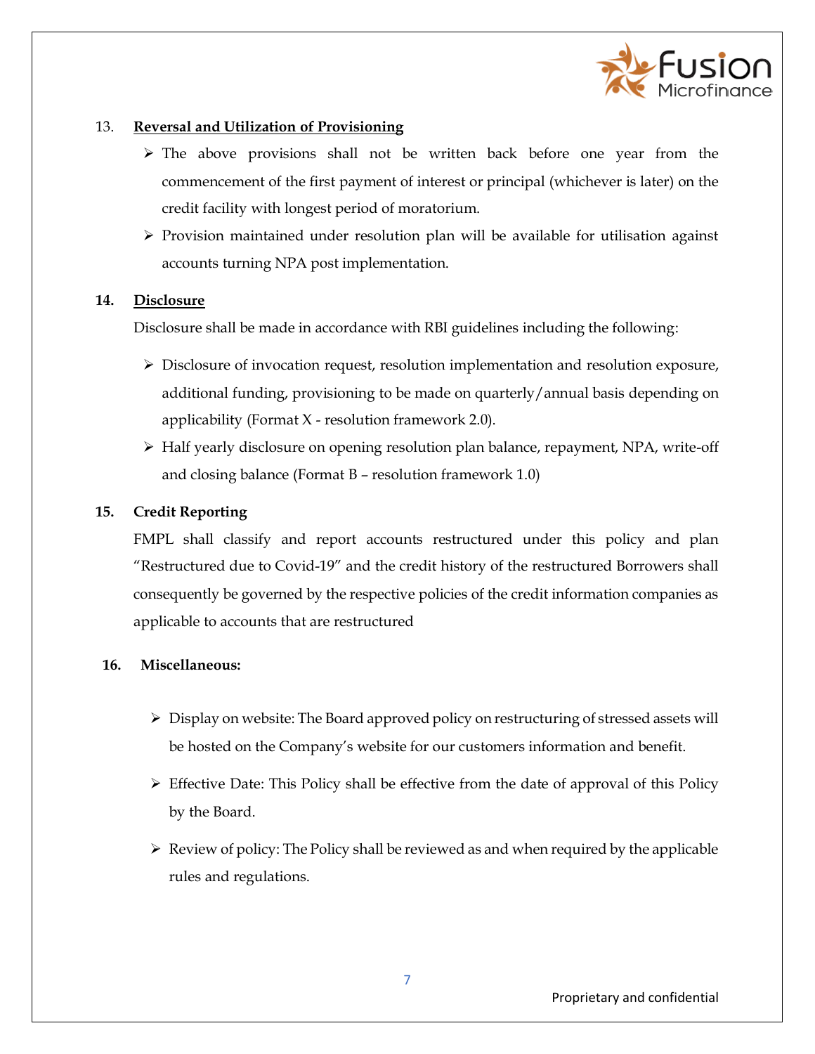13. **Reversal and Utilization of Provisioning**

- The above provisions shall not be written back before one year from the commencement of the first payment of interest or principal (whichever is later) on the credit facility with longest period of moratorium.
- Provision maintained under resolution plan will be available for utilisation against accounts turning NPA post implementation.

**14. Disclosure**

Disclosure shall be made in accordance with RBI guidelines including the following:

- Disclosure of invocation request, resolution implementation and resolution exposure, additional funding, provisioning to be made on quarterly/annual basis depending on applicability (Format X - resolution framework 2.0).
- Half yearly disclosure on opening resolution plan balance, repayment, NPA, write-off and closing balance (Format B – resolution framework 1.0)

**15. Credit Reporting**

FMPL shall classify and report accounts restructured under this policy and plan "Restructured due to Covid-19" and the credit history of the restructured Borrowers shall consequently be governed by the respective policies of the credit information companies as applicable to accounts that are restructured

**16. Miscellaneous:**

- Display on website: The Board approved policy on restructuring of stressed assets will be hosted on the Company's website for our customers information and benefit.
- Effective Date: This Policy shall be effective from the date of approval of this Policy by the Board.
- Review of policy: The Policy shall be reviewed as and when required by the applicable rules and regulations.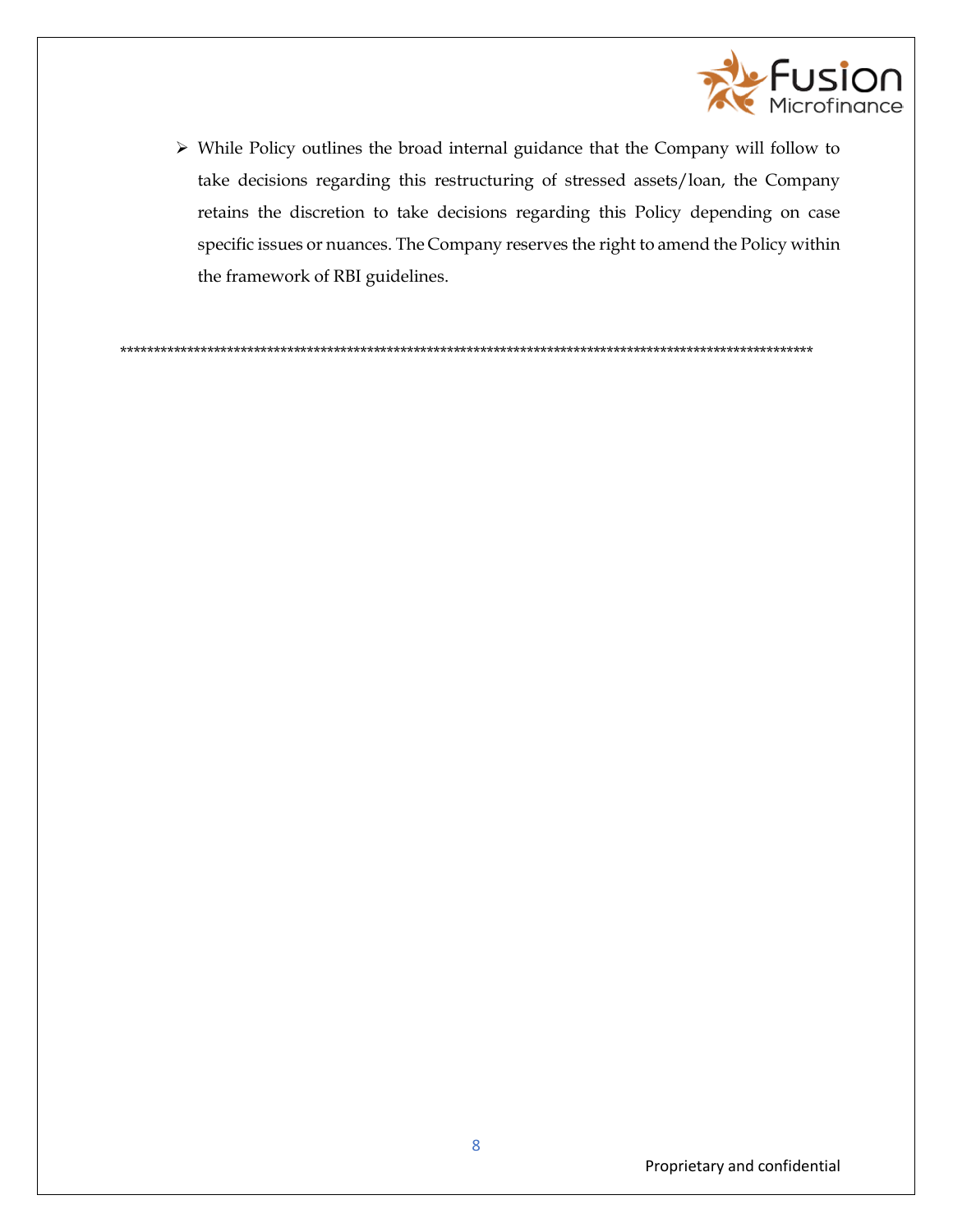- While Policy outlines the broad internal guidance that the Company will follow to take decisions regarding this restructuring of stressed assets/loan, the Company retains the discretion to take decisions regarding this Policy depending on case specific issues or nuances. The Company reserves the right to amend the Policy within the framework of RBI guidelines.

*****************************************************************************************************************

Proprietary and confidential